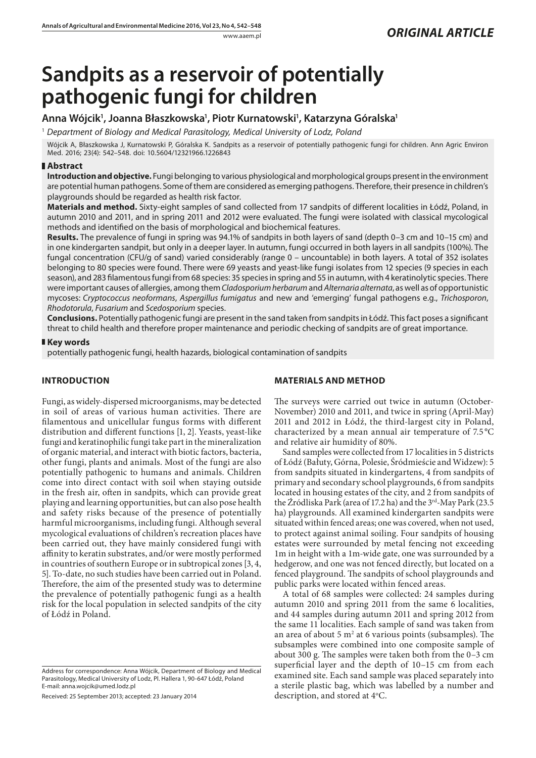# Sandpits as a reservoir of potentially pathogenic fungi for children

**Anna Wójcik[1], Joanna Błaszkowska[1], Piotr Kurnatowski[1], Katarzyna Góralska[1]**

[1] *Department of Biology and Medical Parasitology, Medical University of Lodz, Poland*

Wójcik A, Błaszkowska J, Kurnatowski P, Góralska K. Sandpits as a reservoir of potentially pathogenic fungi for children. Ann Agric Environ Med. 2016; 23(4): 542–548. doi: 10.5604/12321966.1226843

## Abstract

**Introduction and objective.** Fungi belonging to various physiological and morphological groups present in the environment are potential human pathogens. Some of them are considered as emerging pathogens. Therefore, their presence in children's playgrounds should be regarded as health risk factor.

**Materials and method.** Sixty-eight samples of sand collected from 17 sandpits of different localities in Łódź, Poland, in autumn 2010 and 2011, and in spring 2011 and 2012 were evaluated. The fungi were isolated with classical mycological methods and identified on the basis of morphological and biochemical features.

**Results.** The prevalence of fungi in spring was 94.1% of sandpits in both layers of sand (depth 0–3 cm and 10–15 cm) and in one kindergarten sandpit, but only in a deeper layer. In autumn, fungi occurred in both layers in all sandpits (100%). The fungal concentration (CFU/g of sand) varied considerably (range 0 – uncountable) in both layers. A total of 352 isolates belonging to 80 species were found. There were 69 yeasts and yeast-like fungi isolates from 12 species (9 species in each season), and 283 filamentous fungi from 68 species: 35 species in spring and 55 in autumn, with 4 keratinolytic species. There were important causes of allergies, among them *Cladosporium herbarum* and *Alternaria alternata*, as well as of opportunistic mycoses: *Cryptococcus neoformans*, *Aspergillus fumigatus* and new and 'emerging' fungal pathogens e.g., *Trichosporon*, *Rhodotorula*, *Fusarium* and *Scedosporium* species.

**Conclusions.** Potentially pathogenic fungi are present in the sand taken from sandpits in Łódź. This fact poses a significant threat to child health and therefore proper maintenance and periodic checking of sandpits are of great importance.

## Key words

potentially pathogenic fungi, health hazards, biological contamination of sandpits

## INTRODUCTION

Fungi, as widely-dispersed microorganisms, may be detected in soil of areas of various human activities. There are filamentous and unicellular fungus forms with different distribution and different functions [1, 2]. Yeasts, yeast-like fungi and keratinophilic fungi take part in the mineralization of organic material, and interact with biotic factors, bacteria, other fungi, plants and animals. Most of the fungi are also potentially pathogenic to humans and animals. Children come into direct contact with soil when staying outside in the fresh air, often in sandpits, which can provide great playing and learning opportunities, but can also pose health and safety risks because of the presence of potentially harmful microorganisms, including fungi. Although several mycological evaluations of children's recreation places have been carried out, they have mainly considered fungi with affinity to keratin substrates, and/or were mostly performed in countries of southern Europe or in subtropical zones [3, 4, 5]. To-date, no such studies have been carried out in Poland. Therefore, the aim of the presented study was to determine the prevalence of potentially pathogenic fungi as a health risk for the local population in selected sandpits of the city of Łódź in Poland.

Address for correspondence: Anna Wójcik, Department of Biology and Medical Parasitology, Medical University of Lodz, Pl. Hallera 1, 90-647 Łódź, Poland
E-mail: anna.wojcik@umed.lodz.pl

Received: 25 September 2013; accepted: 23 January 2014

## MATERIALS AND METHOD

The surveys were carried out twice in autumn (October-November) 2010 and 2011, and twice in spring (April-May) 2011 and 2012 in Łódź, the third-largest city in Poland, characterized by a mean annual air temperature of 7.5 °C and relative air humidity of 80%.

Sand samples were collected from 17 localities in 5 districts of Łódź (Bałuty, Górna, Polesie, Śródmieście and Widzew): 5 from sandpits situated in kindergartens, 4 from sandpits of primary and secondary school playgrounds, 6 from sandpits located in housing estates of the city, and 2 from sandpits of the Źródliska Park (area of 17.2 ha) and the 3rd-May Park (23.5 ha) playgrounds. All examined kindergarten sandpits were situated within fenced areas; one was covered, when not used, to protect against animal soiling. Four sandpits of housing estates were surrounded by metal fencing not exceeding 1m in height with a 1m-wide gate, one was surrounded by a hedgerow, and one was not fenced directly, but located on a fenced playground. The sandpits of school playgrounds and public parks were located within fenced areas.

A total of 68 samples were collected: 24 samples during autumn 2010 and spring 2011 from the same 6 localities, and 44 samples during autumn 2011 and spring 2012 from the same 11 localities. Each sample of sand was taken from an area of about 5 $m^2$ at 6 various points (subsamples). The subsamples were combined into one composite sample of about 300 g. The samples were taken both from the 0–3 cm superficial layer and the depth of 10–15 cm from each examined site. Each sand sample was placed separately into a sterile plastic bag, which was labelled by a number and description, and stored at 4°C.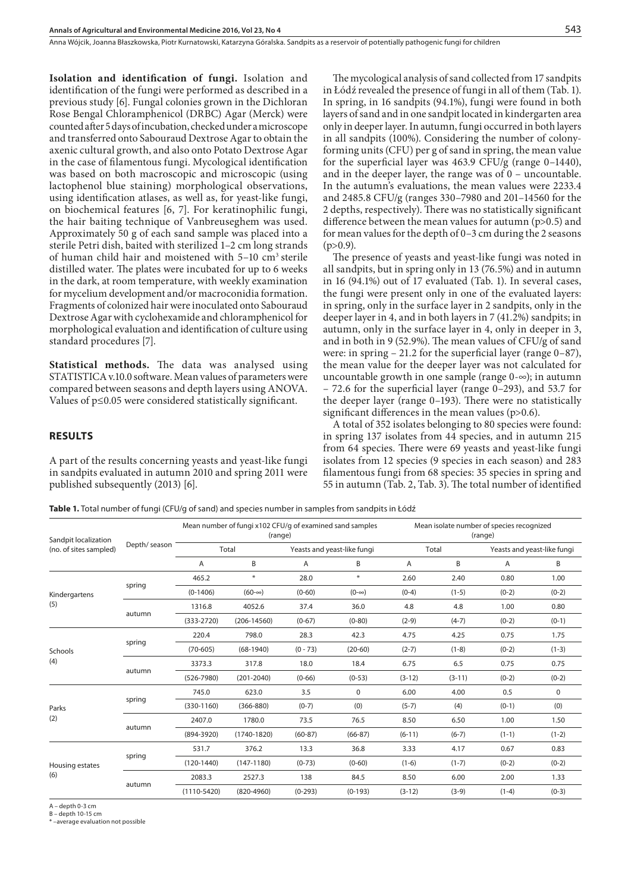**Isolation and identification of fungi.** Isolation and identification of the fungi were performed as described in a previous study [6]. Fungal colonies grown in the Dichloran Rose Bengal Chloramphenicol (DRBC) Agar (Merck) were counted after 5 days of incubation, checked under a microscope and transferred onto Sabouraud Dextrose Agar to obtain the axenic cultural growth, and also onto Potato Dextrose Agar in the case of filamentous fungi. Mycological identification was based on both macroscopic and microscopic (using lactophenol blue staining) morphological observations, using identification atlases, as well as, for yeast-like fungi, on biochemical features [6, 7]. For keratinophilic fungi, the hair baiting technique of Vanbreuseghem was used. Approximately 50 g of each sand sample was placed into a sterile Petri dish, baited with sterilized 1–2 cm long strands of human child hair and moistened with 5–10 $cm^3$ sterile distilled water. The plates were incubated for up to 6 weeks in the dark, at room temperature, with weekly examination for mycelium development and/or macroconidia formation. Fragments of colonized hair were inoculated onto Sabouraud Dextrose Agar with cyclohexamide and chloramphenicol for morphological evaluation and identification of culture using standard procedures [7].

**Statistical methods.** The data was analysed using STATISTICA v.10.0 software. Mean values of parameters were compared between seasons and depth layers using ANOVA. Values of $p \leq 0.05$ were considered statistically significant.

## RESULTS

A part of the results concerning yeasts and yeast-like fungi in sandpits evaluated in autumn 2010 and spring 2011 were published subsequently (2013) [6].

The mycological analysis of sand collected from 17 sandpits in Łódź revealed the presence of fungi in all of them (Tab. 1). In spring, in 16 sandpits (94.1%), fungi were found in both layers of sand and in one sandpit located in kindergarten area only in deeper layer. In autumn, fungi occurred in both layers in all sandpits (100%). Considering the number of colony-forming units (CFU) per g of sand in spring, the mean value for the superficial layer was 463.9 CFU/g (range 0–1440), and in the deeper layer, the range was of 0 – uncountable. In the autumn's evaluations, the mean values were 2233.4 and 2485.8 CFU/g (ranges 330–7980 and 201–14560 for the 2 depths, respectively). There was no statistically significant difference between the mean values for autumn ($p>0.5$) and for mean values for the depth of 0–3 cm during the 2 seasons ($p>0.9$).

The presence of yeasts and yeast-like fungi was noted in all sandpits, but in spring only in 13 (76.5%) and in autumn in 16 (94.1%) out of 17 evaluated (Tab. 1). In several cases, the fungi were present only in one of the evaluated layers: in spring, only in the surface layer in 2 sandpits, only in the deeper layer in 4, and in both layers in 7 (41.2%) sandpits; in autumn, only in the surface layer in 4, only in deeper in 3, and in both in 9 (52.9%). The mean values of CFU/g of sand were: in spring – 21.2 for the superficial layer (range 0–87), the mean value for the deeper layer was not calculated for uncountable growth in one sample (range 0-∞); in autumn – 72.6 for the superficial layer (range 0–293), and 53.7 for the deeper layer (range 0–193). There were no statistically significant differences in the mean values ($p>0.6$).

A total of 352 isolates belonging to 80 species were found: in spring 137 isolates from 44 species, and in autumn 215 from 64 species. There were 69 yeasts and yeast-like fungi isolates from 12 species (9 species in each season) and 283 filamentous fungi from 68 species: 35 species in spring and 55 in autumn (Tab. 2, Tab. 3). The total number of identified

**Table 1.** Total number of fungi (CFU/g of sand) and species number in samples from sandpits in Łódź

| Sandpit localization (no. of sites sampled) | Depth/ season | Mean number of fungi x102 CFU/g of examined sand samples (range) | | | | Mean isolate number of species recognized (range) | | | |
|---|---|---|---|---|---|---|---|---|---|
| | | Total | | Yeasts and yeast-like fungi | | Total | | Yeasts and yeast-like fungi | |
| | | A | B | A | B | A | B | A | B |
| Kindergartens (5) | spring | 465.2 | * | 28.0 | * | 2.60 | 2.40 | 0.80 | 1.00 |
| | | (0-1406) | (60-∞) | (0-60) | (0-∞) | (0-4) | (1-5) | (0-2) | (0-2) |
| | autumn | 1316.8 | 4052.6 | 37.4 | 36.0 | 4.8 | 4.8 | 1.00 | 0.80 |
| | | (333-2720) | (206-14560) | (0-67) | (0-80) | (2-9) | (4-7) | (0-2) | (0-1) |
| Schools (4) | spring | 220.4 | 798.0 | 28.3 | 42.3 | 4.75 | 4.25 | 0.75 | 1.75 |
| | | (70-605) | (68-1940) | (0 - 73) | (20-60) | (2-7) | (1-8) | (0-2) | (1-3) |
| | autumn | 3373.3 | 317.8 | 18.0 | 18.4 | 6.75 | 6.5 | 0.75 | 0.75 |
| | | (526-7980) | (201-2040) | (0-66) | (0-53) | (3-12) | (3-11) | (0-2) | (0-2) |
| Parks (2) | spring | 745.0 | 623.0 | 3.5 | 0 | 6.00 | 4.00 | 0.5 | 0 |
| | | (330-1160) | (366-880) | (0-7) | (0) | (5-7) | (4) | (0-1) | (0) |
| | autumn | 2407.0 | 1780.0 | 73.5 | 76.5 | 8.50 | 6.50 | 1.00 | 1.50 |
| | | (894-3920) | (1740-1820) | (60-87) | (66-87) | (6-11) | (6-7) | (1-1) | (1-2) |
| Housing estates (6) | spring | 531.7 | 376.2 | 13.3 | 36.8 | 3.33 | 4.17 | 0.67 | 0.83 |
| | | (120-1440) | (147-1180) | (0-73) | (0-60) | (1-6) | (1-7) | (0-2) | (0-2) |
| | autumn | 2083.3 | 2527.3 | 138 | 84.5 | 8.50 | 6.00 | 2.00 | 1.33 |
| | | (1110-5420) | (820-4960) | (0-293) | (0-193) | (3-12) | (3-9) | (1-4) | (0-3) |

A – depth 0-3 cm
B – depth 10-15 cm
* –average evaluation not possible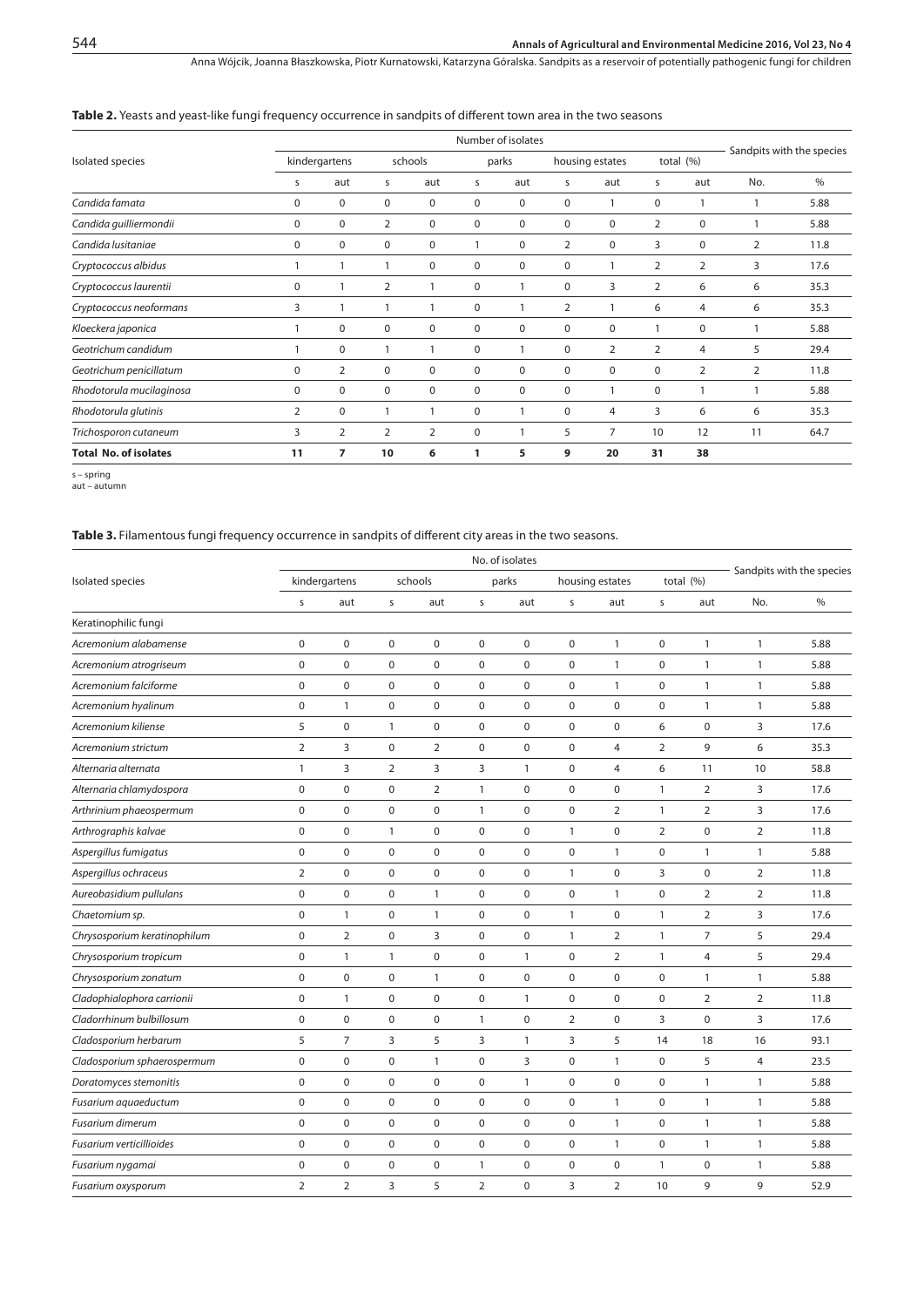**Table 2.** Yeasts and yeast-like fungi frequency occurrence in sandpits of different town area in the two seasons

| Isolated species | Number of isolates | | | | | | | | | | Sandpits with the species | |
|---|---|---|---|---|---|---|---|---|---|---|---|---|
| | kindergartens | | schools | | parks | | housing estates | | total (%) | | | |
| | s | aut | s | aut | s | aut | s | aut | s | aut | No. | % |
| *Candida famata* | 0 | 0 | 0 | 0 | 0 | 0 | 0 | 1 | 0 | 1 | 1 | 5.88 |
| *Candida guilliermondii* | 0 | 0 | 2 | 0 | 0 | 0 | 0 | 0 | 2 | 0 | 1 | 5.88 |
| *Candida lusitaniae* | 0 | 0 | 0 | 0 | 1 | 0 | 2 | 0 | 3 | 0 | 2 | 11.8 |
| *Cryptococcus albidus* | 1 | 1 | 1 | 0 | 0 | 0 | 0 | 1 | 2 | 2 | 3 | 17.6 |
| *Cryptococcus laurentii* | 0 | 1 | 2 | 1 | 0 | 1 | 0 | 3 | 2 | 6 | 6 | 35.3 |
| *Cryptococcus neoformans* | 3 | 1 | 1 | 1 | 0 | 1 | 2 | 1 | 6 | 4 | 6 | 35.3 |
| *Kloeckera japonica* | 1 | 0 | 0 | 0 | 0 | 0 | 0 | 0 | 1 | 0 | 1 | 5.88 |
| *Geotrichum candidum* | 1 | 0 | 1 | 1 | 0 | 1 | 0 | 2 | 2 | 4 | 5 | 29.4 |
| *Geotrichum penicillatum* | 0 | 2 | 0 | 0 | 0 | 0 | 0 | 0 | 0 | 2 | 2 | 11.8 |
| *Rhodotorula mucilaginosa* | 0 | 0 | 0 | 0 | 0 | 0 | 0 | 1 | 0 | 1 | 1 | 5.88 |
| *Rhodotorula glutinis* | 2 | 0 | 1 | 1 | 0 | 1 | 0 | 4 | 3 | 6 | 6 | 35.3 |
| *Trichosporon cutaneum* | 3 | 2 | 2 | 2 | 0 | 1 | 5 | 7 | 10 | 12 | 11 | 64.7 |
| **Total No. of isolates** | **11** | **7** | **10** | **6** | **1** | **5** | **9** | **20** | **31** | **38** | | |

s – spring
aut – autumn

**Table 3.** Filamentous fungi frequency occurrence in sandpits of different city areas in the two seasons.

| Isolated species | No. of isolates | | | | | | | | | | Sandpits with the species | |
|---|---|---|---|---|---|---|---|---|---|---|---|---|
| | kindergartens | | schools | | parks | | housing estates | | total (%) | | | |
| | s | aut | s | aut | s | aut | s | aut | s | aut | No. | % |
| Keratinophilic fungi | | | | | | | | | | | | |
| *Acremonium alabamense* | 0 | 0 | 0 | 0 | 0 | 0 | 0 | 1 | 0 | 1 | 1 | 5.88 |
| *Acremonium atrogriseum* | 0 | 0 | 0 | 0 | 0 | 0 | 0 | 1 | 0 | 1 | 1 | 5.88 |
| *Acremonium falciforme* | 0 | 0 | 0 | 0 | 0 | 0 | 0 | 1 | 0 | 1 | 1 | 5.88 |
| *Acremonium hyalinum* | 0 | 1 | 0 | 0 | 0 | 0 | 0 | 0 | 0 | 1 | 1 | 5.88 |
| *Acremonium kiliense* | 5 | 0 | 1 | 0 | 0 | 0 | 0 | 0 | 6 | 0 | 3 | 17.6 |
| *Acremonium strictum* | 2 | 3 | 0 | 2 | 0 | 0 | 0 | 4 | 2 | 9 | 6 | 35.3 |
| *Alternaria alternata* | 1 | 3 | 2 | 3 | 3 | 1 | 0 | 4 | 6 | 11 | 10 | 58.8 |
| *Alternaria chlamydospora* | 0 | 0 | 0 | 2 | 1 | 0 | 0 | 0 | 1 | 2 | 3 | 17.6 |
| *Arthrinium phaeospermum* | 0 | 0 | 0 | 0 | 1 | 0 | 0 | 2 | 1 | 2 | 3 | 17.6 |
| *Arthrographis kalvae* | 0 | 0 | 1 | 0 | 0 | 0 | 1 | 0 | 2 | 0 | 2 | 11.8 |
| *Aspergillus fumigatus* | 0 | 0 | 0 | 0 | 0 | 0 | 0 | 1 | 0 | 1 | 1 | 5.88 |
| *Aspergillus ochraceus* | 2 | 0 | 0 | 0 | 0 | 0 | 1 | 0 | 3 | 0 | 2 | 11.8 |
| *Aureobasidium pullulans* | 0 | 0 | 0 | 1 | 0 | 0 | 0 | 1 | 0 | 2 | 2 | 11.8 |
| *Chaetomium sp.* | 0 | 1 | 0 | 1 | 0 | 0 | 1 | 0 | 1 | 2 | 3 | 17.6 |
| *Chrysosporium keratinophilum* | 0 | 2 | 0 | 3 | 0 | 0 | 1 | 2 | 1 | 7 | 5 | 29.4 |
| *Chrysosporium tropicum* | 0 | 1 | 1 | 0 | 0 | 1 | 0 | 2 | 1 | 4 | 5 | 29.4 |
| *Chrysosporium zonatum* | 0 | 0 | 0 | 1 | 0 | 0 | 0 | 0 | 0 | 1 | 1 | 5.88 |
| *Cladophialophora carrionii* | 0 | 1 | 0 | 0 | 0 | 1 | 0 | 0 | 0 | 2 | 2 | 11.8 |
| *Cladorrhinum bulbillosum* | 0 | 0 | 0 | 0 | 1 | 0 | 2 | 0 | 3 | 0 | 3 | 17.6 |
| *Cladosporium herbarum* | 5 | 7 | 3 | 5 | 3 | 1 | 3 | 5 | 14 | 18 | 16 | 93.1 |
| *Cladosporium sphaerospermum* | 0 | 0 | 0 | 1 | 0 | 3 | 0 | 1 | 0 | 5 | 4 | 23.5 |
| *Doratomyces stemonitis* | 0 | 0 | 0 | 0 | 0 | 1 | 0 | 0 | 0 | 1 | 1 | 5.88 |
| *Fusarium aquaeductum* | 0 | 0 | 0 | 0 | 0 | 0 | 0 | 1 | 0 | 1 | 1 | 5.88 |
| *Fusarium dimerum* | 0 | 0 | 0 | 0 | 0 | 0 | 0 | 1 | 0 | 1 | 1 | 5.88 |
| *Fusarium verticillioides* | 0 | 0 | 0 | 0 | 0 | 0 | 0 | 1 | 0 | 1 | 1 | 5.88 |
| *Fusarium nygamai* | 0 | 0 | 0 | 0 | 1 | 0 | 0 | 0 | 1 | 0 | 1 | 5.88 |
| *Fusarium oxysporum* | 2 | 2 | 3 | 5 | 2 | 0 | 3 | 2 | 10 | 9 | 9 | 52.9 |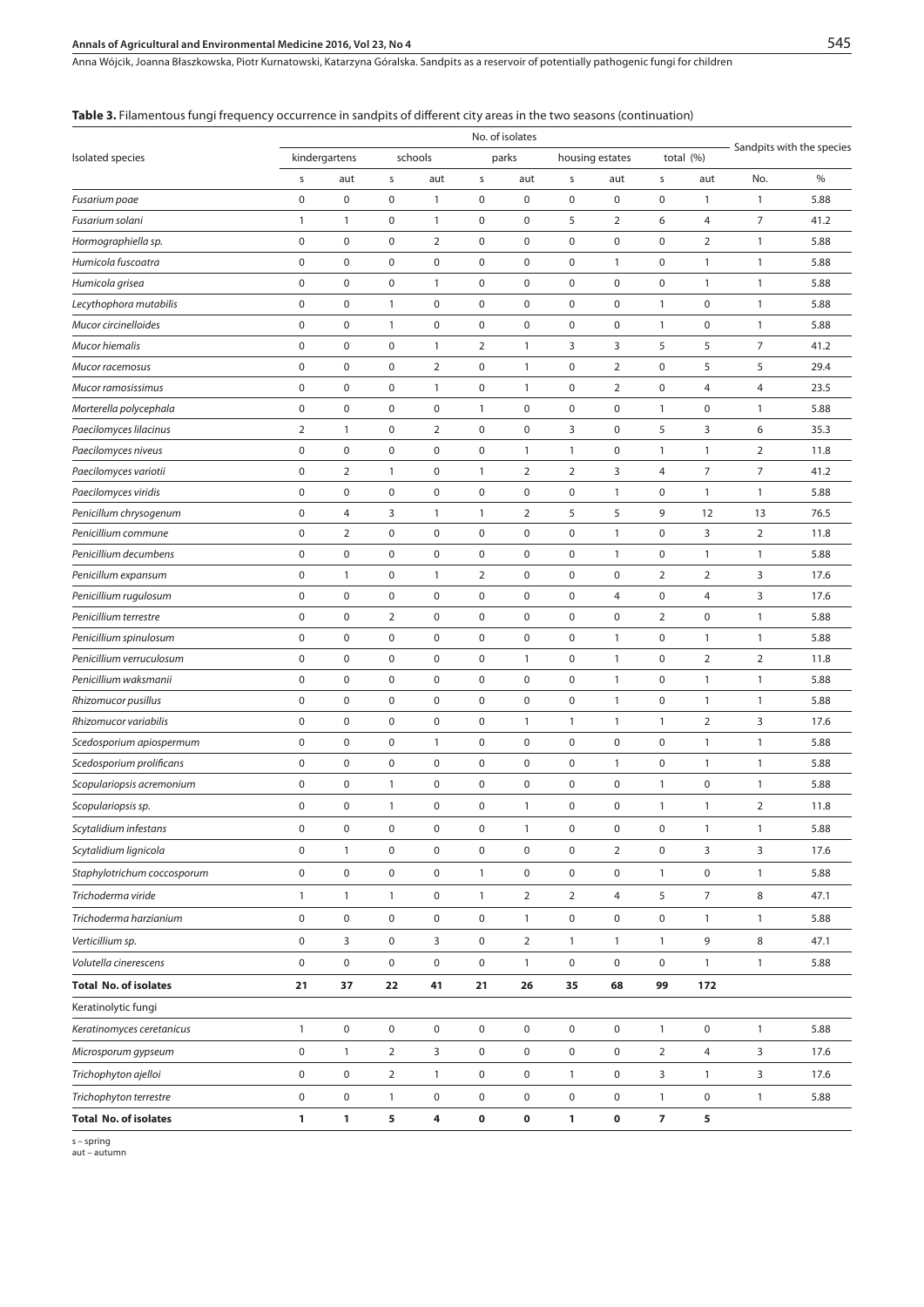**Table 3.** Filamentous fungi frequency occurrence in sandpits of different city areas in the two seasons (continuation)

| Isolated species | No. of isolates | | | | | | | | | | Sandpits with the species | |
|---|---|---|---|---|---|---|---|---|---|---|---|---|
| | kindergartens | | schools | | parks | | housing estates | | total (%) | | | |
| | s | aut | s | aut | s | aut | s | aut | s | aut | No. | % |
| *Fusarium poae* | 0 | 0 | 0 | 1 | 0 | 0 | 0 | 0 | 0 | 1 | 1 | 5.88 |
| *Fusarium solani* | 1 | 1 | 0 | 1 | 0 | 0 | 5 | 2 | 6 | 4 | 7 | 41.2 |
| *Hormographiella sp.* | 0 | 0 | 0 | 2 | 0 | 0 | 0 | 0 | 0 | 2 | 1 | 5.88 |
| *Humicola fuscoatra* | 0 | 0 | 0 | 0 | 0 | 0 | 0 | 1 | 0 | 1 | 1 | 5.88 |
| *Humicola grisea* | 0 | 0 | 0 | 1 | 0 | 0 | 0 | 0 | 0 | 1 | 1 | 5.88 |
| *Lecythophora mutabilis* | 0 | 0 | 1 | 0 | 0 | 0 | 0 | 0 | 1 | 0 | 1 | 5.88 |
| *Mucor circinelloides* | 0 | 0 | 1 | 0 | 0 | 0 | 0 | 0 | 1 | 0 | 1 | 5.88 |
| *Mucor hiemalis* | 0 | 0 | 0 | 1 | 2 | 1 | 3 | 3 | 5 | 5 | 7 | 41.2 |
| *Mucor racemosus* | 0 | 0 | 0 | 2 | 0 | 1 | 0 | 2 | 0 | 5 | 5 | 29.4 |
| *Mucor ramosissimus* | 0 | 0 | 0 | 1 | 0 | 1 | 0 | 2 | 0 | 4 | 4 | 23.5 |
| *Morterella polycephala* | 0 | 0 | 0 | 0 | 1 | 0 | 0 | 0 | 1 | 0 | 1 | 5.88 |
| *Paecilomyces lilacinus* | 2 | 1 | 0 | 2 | 0 | 0 | 3 | 0 | 5 | 3 | 6 | 35.3 |
| *Paecilomyces niveus* | 0 | 0 | 0 | 0 | 0 | 1 | 1 | 0 | 1 | 1 | 2 | 11.8 |
| *Paecilomyces variotii* | 0 | 2 | 1 | 0 | 1 | 2 | 2 | 3 | 4 | 7 | 7 | 41.2 |
| *Paecilomyces viridis* | 0 | 0 | 0 | 0 | 0 | 0 | 0 | 1 | 0 | 1 | 1 | 5.88 |
| *Penicillum chrysogenum* | 0 | 4 | 3 | 1 | 1 | 2 | 5 | 5 | 9 | 12 | 13 | 76.5 |
| *Penicillium commune* | 0 | 2 | 0 | 0 | 0 | 0 | 0 | 1 | 0 | 3 | 2 | 11.8 |
| *Penicillium decumbens* | 0 | 0 | 0 | 0 | 0 | 0 | 0 | 1 | 0 | 1 | 1 | 5.88 |
| *Penicillum expansum* | 0 | 1 | 0 | 1 | 2 | 0 | 0 | 0 | 2 | 2 | 3 | 17.6 |
| *Penicillium rugulosum* | 0 | 0 | 0 | 0 | 0 | 0 | 0 | 4 | 0 | 4 | 3 | 17.6 |
| *Penicillium terrestre* | 0 | 0 | 2 | 0 | 0 | 0 | 0 | 0 | 2 | 0 | 1 | 5.88 |
| *Penicillium spinulosum* | 0 | 0 | 0 | 0 | 0 | 0 | 0 | 1 | 0 | 1 | 1 | 5.88 |
| *Penicillium verruculosum* | 0 | 0 | 0 | 0 | 0 | 1 | 0 | 1 | 0 | 2 | 2 | 11.8 |
| *Penicillium waksmanii* | 0 | 0 | 0 | 0 | 0 | 0 | 0 | 1 | 0 | 1 | 1 | 5.88 |
| *Rhizomucor pusillus* | 0 | 0 | 0 | 0 | 0 | 0 | 0 | 1 | 0 | 1 | 1 | 5.88 |
| *Rhizomucor variabilis* | 0 | 0 | 0 | 0 | 0 | 1 | 1 | 1 | 1 | 2 | 3 | 17.6 |
| *Scedosporium apiospermum* | 0 | 0 | 0 | 1 | 0 | 0 | 0 | 0 | 0 | 1 | 1 | 5.88 |
| *Scedosporium prolificans* | 0 | 0 | 0 | 0 | 0 | 0 | 0 | 1 | 0 | 1 | 1 | 5.88 |
| *Scopulariopsis acremonium* | 0 | 0 | 1 | 0 | 0 | 0 | 0 | 0 | 1 | 0 | 1 | 5.88 |
| *Scopulariopsis sp.* | 0 | 0 | 1 | 0 | 0 | 1 | 0 | 0 | 1 | 1 | 2 | 11.8 |
| *Scytalidium infestans* | 0 | 0 | 0 | 0 | 0 | 1 | 0 | 0 | 0 | 1 | 1 | 5.88 |
| *Scytalidium lignicola* | 0 | 1 | 0 | 0 | 0 | 0 | 0 | 2 | 0 | 3 | 3 | 17.6 |
| *Staphylotrichum coccosporum* | 0 | 0 | 0 | 0 | 1 | 0 | 0 | 0 | 1 | 0 | 1 | 5.88 |
| *Trichoderma viride* | 1 | 1 | 1 | 0 | 1 | 2 | 2 | 4 | 5 | 7 | 8 | 47.1 |
| *Trichoderma harzianium* | 0 | 0 | 0 | 0 | 0 | 1 | 0 | 0 | 0 | 1 | 1 | 5.88 |
| *Verticillium sp.* | 0 | 3 | 0 | 3 | 0 | 2 | 1 | 1 | 1 | 9 | 8 | 47.1 |
| *Volutella cinerescens* | 0 | 0 | 0 | 0 | 0 | 1 | 0 | 0 | 0 | 1 | 1 | 5.88 |
| **Total No. of isolates** | **21** | **37** | **22** | **41** | **21** | **26** | **35** | **68** | **99** | **172** | | |
| Keratinolytic fungi | | | | | | | | | | | | |
| *Keratinomyces ceretanicus* | 1 | 0 | 0 | 0 | 0 | 0 | 0 | 0 | 1 | 0 | 1 | 5.88 |
| *Microsporum gypseum* | 0 | 1 | 2 | 3 | 0 | 0 | 0 | 0 | 2 | 4 | 3 | 17.6 |
| *Trichophyton ajelloi* | 0 | 0 | 2 | 1 | 0 | 0 | 1 | 0 | 3 | 1 | 3 | 17.6 |
| *Trichophyton terrestre* | 0 | 0 | 1 | 0 | 0 | 0 | 0 | 0 | 1 | 0 | 1 | 5.88 |
| **Total No. of isolates** | **1** | **1** | **5** | **4** | **0** | **0** | **1** | **0** | **7** | **5** | | |

s – spring
aut – autumn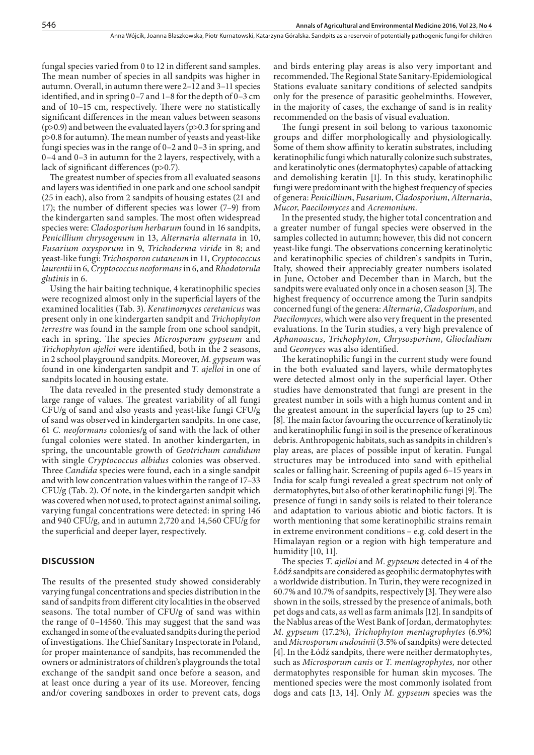fungal species varied from 0 to 12 in different sand samples. The mean number of species in all sandpits was higher in autumn. Overall, in autumn there were 2–12 and 3–11 species identified, and in spring 0–7 and 1–8 for the depth of 0–3 cm and of 10–15 cm, respectively. There were no statistically significant differences in the mean values between seasons ($p>0.9$) and between the evaluated layers ($p>0.3$ for spring and $p>0.8$ for autumn). The mean number of yeasts and yeast-like fungi species was in the range of 0–2 and 0–3 in spring, and 0–4 and 0–3 in autumn for the 2 layers, respectively, with a lack of significant differences ($p>0.7$).

The greatest number of species from all evaluated seasons and layers was identified in one park and one school sandpit (25 in each), also from 2 sandpits of housing estates (21 and 17); the number of different species was lower (7–9) from the kindergarten sand samples. The most often widespread species were: *Cladosporium herbarum* found in 16 sandpits, *Penicillium chrysogenum* in 13, *Alternaria alternata* in 10, *Fusarium oxysporum* in 9, *Trichoderma viride* in 8; and yeast-like fungi: *Trichosporon cutaneum* in 11, *Cryptococcus laurentii* in 6, *Cryptococcus neoformans* in 6, and *Rhodotorula glutinis* in 6.

Using the hair baiting technique, 4 keratinophilic species were recognized almost only in the superficial layers of the examined localities (Tab. 3). *Keratinomyces ceretanicus* was present only in one kindergarten sandpit and *Trichophyton terrestre* was found in the sample from one school sandpit, each in spring. The species *Microsporum gypseum* and *Trichophyton ajelloi* were identified, both in the 2 seasons, in 2 school playground sandpits. Moreover, *M. gypseum* was found in one kindergarten sandpit and *T. ajelloi* in one of sandpits located in housing estate.

The data revealed in the presented study demonstrate a large range of values. The greatest variability of all fungi CFU/g of sand and also yeasts and yeast-like fungi CFU/g of sand was observed in kindergarten sandpits. In one case, 61 *C. neoformans* colonies/g of sand with the lack of other fungal colonies were stated. In another kindergarten, in spring, the uncountable growth of *Geotrichum candidum* with single *Cryptococcus albidus* colonies was observed. Three *Candida* species were found, each in a single sandpit and with low concentration values within the range of 17–33 CFU/g (Tab. 2). Of note, in the kindergarten sandpit which was covered when not used, to protect against animal soiling, varying fungal concentrations were detected: in spring 146 and 940 CFU/g, and in autumn 2,720 and 14,560 CFU/g for the superficial and deeper layer, respectively.

## DISCUSSION

The results of the presented study showed considerably varying fungal concentrations and species distribution in the sand of sandpits from different city localities in the observed seasons. The total number of CFU/g of sand was within the range of 0–14560. This may suggest that the sand was exchanged in some of the evaluated sandpits during the period of investigations. The Chief Sanitary Inspectorate in Poland, for proper maintenance of sandpits, has recommended the owners or administrators of children's playgrounds the total exchange of the sandpit sand once before a season, and at least once during a year of its use. Moreover, fencing and/or covering sandboxes in order to prevent cats, dogs and birds entering play areas is also very important and recommended. The Regional State Sanitary-Epidemiological Stations evaluate sanitary conditions of selected sandpits only for the presence of parasitic geohelminths. However, in the majority of cases, the exchange of sand is in reality recommended on the basis of visual evaluation.

The fungi present in soil belong to various taxonomic groups and differ morphologically and physiologically. Some of them show affinity to keratin substrates, including keratinophilic fungi which naturally colonize such substrates, and keratinolytic ones (dermatophytes) capable of attacking and demolishing keratin [1]. In this study, keratinophilic fungi were predominant with the highest frequency of species of genera: *Penicillium*, *Fusarium*, *Cladosporium*, *Alternaria*, *Mucor*, *Paecilomyces* and *Acremonium*.

In the presented study, the higher total concentration and a greater number of fungal species were observed in the samples collected in autumn; however, this did not concern yeast-like fungi. The observations concerning keratinolytic and keratinophilic species of children's sandpits in Turin, Italy, showed their appreciably greater numbers isolated in June, October and December than in March, but the sandpits were evaluated only once in a chosen season [3]. The highest frequency of occurrence among the Turin sandpits concerned fungi of the genera: *Alternaria*, *Cladosporium*, and *Paecilomyces*, which were also very frequent in the presented evaluations. In the Turin studies, a very high prevalence of *Aphanoascus*, *Trichophyton*, *Chrysosporium*, *Gliocladium* and *Geomyces* was also identified.

The keratinophilic fungi in the current study were found in the both evaluated sand layers, while dermatophytes were detected almost only in the superficial layer. Other studies have demonstrated that fungi are present in the greatest number in soils with a high humus content and in the greatest amount in the superficial layers (up to 25 cm) [8]. The main factor favouring the occurrence of keratinolytic and keratinophilic fungi in soil is the presence of keratinous debris. Anthropogenic habitats, such as sandpits in children's play areas, are places of possible input of keratin. Fungal structures may be introduced into sand with epithelial scales or falling hair. Screening of pupils aged 6–15 years in India for scalp fungi revealed a great spectrum not only of dermatophytes, but also of other keratinophilic fungi [9]. The presence of fungi in sandy soils is related to their tolerance and adaptation to various abiotic and biotic factors. It is worth mentioning that some keratinophilic strains remain in extreme environment conditions – e.g. cold desert in the Himalayan region or a region with high temperature and humidity [10, 11].

The species *T. ajelloi* and *M. gypseum* detected in 4 of the Łódź sandpits are considered as geophilic dermatophytes with a worldwide distribution. In Turin, they were recognized in 60.7% and 10.7% of sandpits, respectively [3]. They were also shown in the soils, stressed by the presence of animals, both pet dogs and cats, as well as farm animals [12]. In sandpits of the Nablus areas of the West Bank of Jordan, dermatophytes: *M. gypseum* (17.2%), *Trichophyton mentagrophytes* (6.9%) and *Microsporum audouinii* (3.5% of sandpits) were detected [4]. In the Łódź sandpits, there were neither dermatophytes, such as *Microsporum canis* or *T. mentagrophytes,* nor other dermatophytes responsible for human skin mycoses. The mentioned species were the most commonly isolated from dogs and cats [13, 14]. Only *M. gypseum* species was the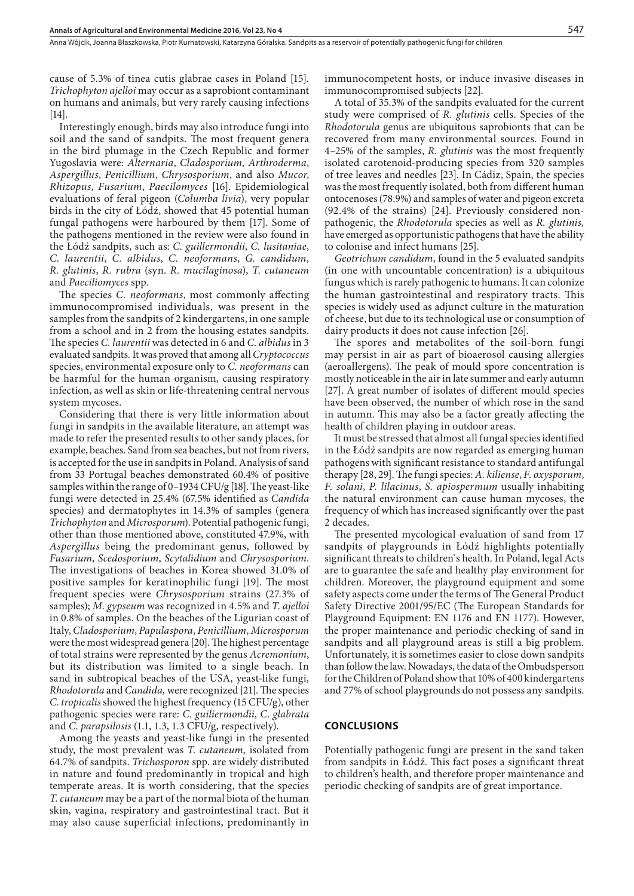cause of 5.3% of tinea cutis glabrae cases in Poland [15]. *Trichophyton ajelloi* may occur as a saprobiont contaminant on humans and animals, but very rarely causing infections [14].

Interestingly enough, birds may also introduce fungi into soil and the sand of sandpits. The most frequent genera in the bird plumage in the Czech Republic and former Yugoslavia were: *Alternaria*, *Cladosporium, Arthroderma*, *Aspergillus*, *Penicillium*, *Chrysosporium*, and also *Mucor*, *Rhizopus, Fusarium*, *Paecilomyces* [16]. Epidemiological evaluations of feral pigeon (*Columba livia*), very popular birds in the city of Łódź, showed that 45 potential human fungal pathogens were harboured by them [17]. Some of the pathogens mentioned in the review were also found in the Łódź sandpits, such as: *C. guillermondii*, *C. lusitaniae*, *C. laurentii*, *C. albidus*, *C. neoformans*, *G. candidum*, *R. glutinis*, *R. rubra* (syn. *R. mucilaginosa*), *T. cutaneum* and *Paeciliomyces* spp.

The species *C. neoformans*, most commonly affecting immunocompromised individuals, was present in the samples from the sandpits of 2 kindergartens, in one sample from a school and in 2 from the housing estates sandpits. The species *C. laurentii* was detected in 6 and *C. albidus* in 3 evaluated sandpits. It was proved that among all *Cryptococcus* species, environmental exposure only to *C. neoformans* can be harmful for the human organism, causing respiratory infection, as well as skin or life-threatening central nervous system mycoses.

Considering that there is very little information about fungi in sandpits in the available literature, an attempt was made to refer the presented results to other sandy places, for example, beaches. Sand from sea beaches, but not from rivers, is accepted for the use in sandpits in Poland. Analysis of sand from 33 Portugal beaches demonstrated 60.4% of positive samples within the range of 0–1934 CFU/g [18]. The yeast-like fungi were detected in 25.4% (67.5% identified as *Candida* species) and dermatophytes in 14.3% of samples (genera *Trichophyton* and *Microsporum*). Potential pathogenic fungi, other than those mentioned above, constituted 47.9%, with *Aspergillus* being the predominant genus, followed by *Fusarium*, *Scedosporium*, *Scytalidium* and *Chrysosporium*. The investigations of beaches in Korea showed 31.0% of positive samples for keratinophilic fungi [19]. The most frequent species were *Chrysosporium* strains (27.3% of samples); *M. gypseum* was recognized in 4.5% and *T. ajelloi* in 0.8% of samples. On the beaches of the Ligurian coast of Italy, *Cladosporium*, *Papulaspora*, *Penicillium*, *Microsporum* were the most widespread genera [20]. The highest percentage of total strains were represented by the genus *Acremonium*, but its distribution was limited to a single beach. In sand in subtropical beaches of the USA, yeast-like fungi, *Rhodotorula* and *Candida,* were recognized [21]. The species *C. tropicalis* showed the highest frequency (15 CFU/g), other pathogenic species were rare: *C. guiliermondii*, *C. glabrata* and *C. parapsilosis* (1.1, 1.3, 1.3 CFU/g, respectively).

Among the yeasts and yeast-like fungi in the presented study, the most prevalent was *T. cutaneum,* isolated from 64.7% of sandpits. *Trichosporon* spp. are widely distributed in nature and found predominantly in tropical and high temperate areas. It is worth considering, that the species *T. cutaneum* may be a part of the normal biota of the human skin, vagina, respiratory and gastrointestinal tract. But it may also cause superficial infections, predominantly in immunocompetent hosts, or induce invasive diseases in immunocompromised subjects [22].

A total of 35.3% of the sandpits evaluated for the current study were comprised of *R. glutinis* cells. Species of the *Rhodotorula* genus are ubiquitous saprobionts that can be recovered from many environmental sources. Found in 4–25% of the samples, *R. glutinis* was the most frequently isolated carotenoid-producing species from 320 samples of tree leaves and needles [23]. In Cádiz, Spain, the species was the most frequently isolated, both from different human ontocenoses (78.9%) and samples of water and pigeon excreta (92.4% of the strains) [24]. Previously considered non-pathogenic, the *Rhodotorula* species as well as *R. glutinis,* have emerged as opportunistic pathogens that have the ability to colonise and infect humans [25].

*Geotrichum candidum*, found in the 5 evaluated sandpits (in one with uncountable concentration) is a ubiquitous fungus which is rarely pathogenic to humans. It can colonize the human gastrointestinal and respiratory tracts. This species is widely used as adjunct culture in the maturation of cheese, but due to its technological use or consumption of dairy products it does not cause infection [26].

The spores and metabolites of the soil-born fungi may persist in air as part of bioaerosol causing allergies (aeroallergens). The peak of mould spore concentration is mostly noticeable in the air in late summer and early autumn [27]. A great number of isolates of different mould species have been observed, the number of which rose in the sand in autumn. This may also be a factor greatly affecting the health of children playing in outdoor areas.

It must be stressed that almost all fungal species identified in the Łódź sandpits are now regarded as emerging human pathogens with significant resistance to standard antifungal therapy [28, 29]. The fungi species: *A. kiliense*, *F. oxysporum*, *F. solani*, *P. lilacinus*, *S. apiospermum* usually inhabiting the natural environment can cause human mycoses, the frequency of which has increased significantly over the past 2 decades.

The presented mycological evaluation of sand from 17 sandpits of playgrounds in Łódź highlights potentially significant threats to children`s health. In Poland, legal Acts are to guarantee the safe and healthy play environment for children. Moreover, the playground equipment and some safety aspects come under the terms of The General Product Safety Directive 2001/95/EC (The European Standards for Playground Equipment: EN 1176 and EN 1177). However, the proper maintenance and periodic checking of sand in sandpits and all playground areas is still a big problem. Unfortunately, it is sometimes easier to close down sandpits than follow the law. Nowadays, the data of the Ombudsperson for the Children of Poland show that 10% of 400 kindergartens and 77% of school playgrounds do not possess any sandpits.

## CONCLUSIONS

Potentially pathogenic fungi are present in the sand taken from sandpits in Łódź. This fact poses a significant threat to children's health, and therefore proper maintenance and periodic checking of sandpits are of great importance.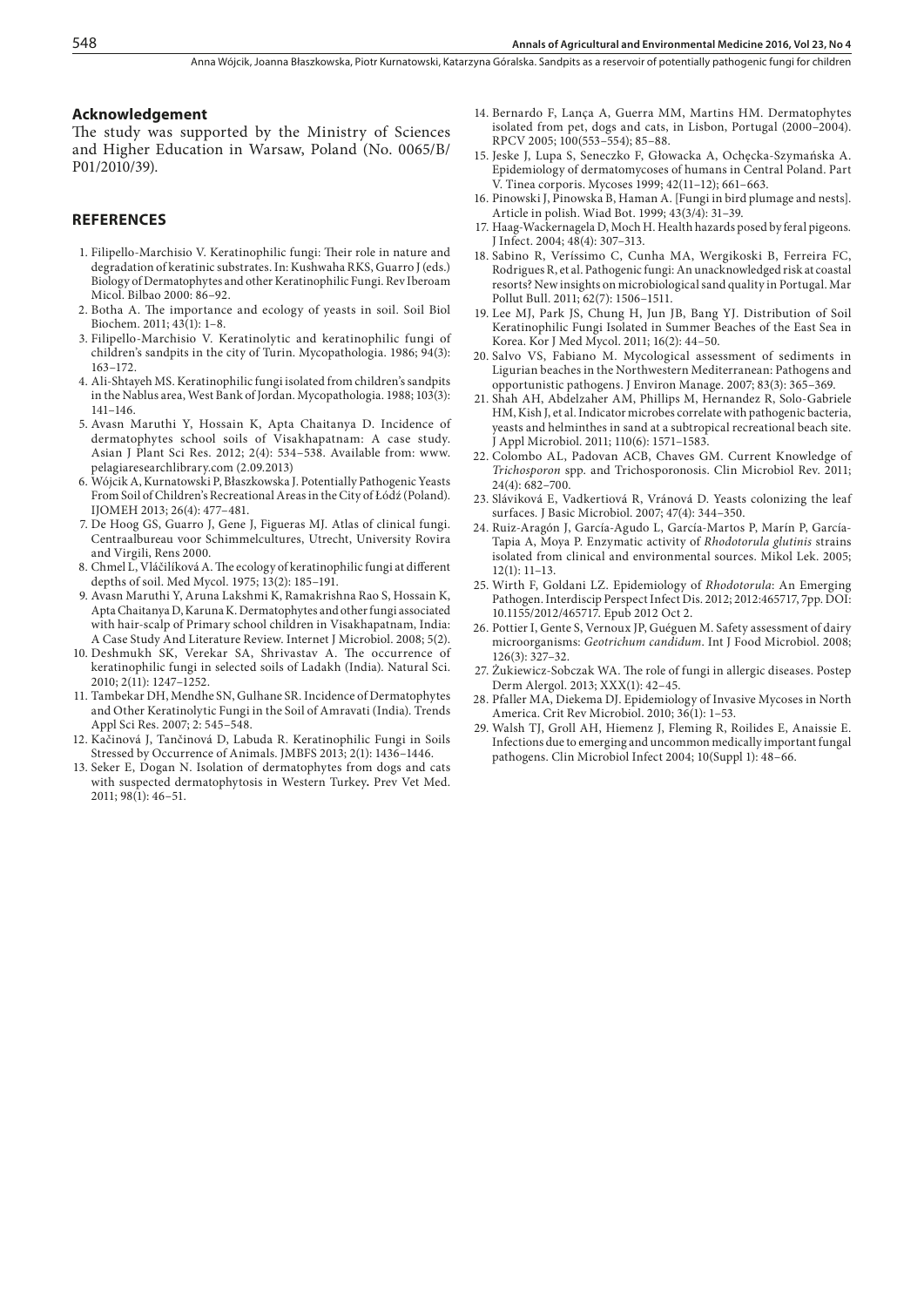## Acknowledgement

The study was supported by the Ministry of Sciences and Higher Education in Warsaw, Poland (No. 0065/B/P01/2010/39).

## REFERENCES

1. Filipello-Marchisio V. Keratinophilic fungi: Their role in nature and degradation of keratinic substrates. In: Kushwaha RKS, Guarro J (eds.) Biology of Dermatophytes and other Keratinophilic Fungi. Rev Iberoam Micol. Bilbao 2000: 86–92.
2. Botha A. The importance and ecology of yeasts in soil. Soil Biol Biochem. 2011; 43(1): 1–8.
3. Filipello-Marchisio V. Keratinolytic and keratinophilic fungi of children's sandpits in the city of Turin. Mycopathologia. 1986; 94(3): 163–172.
4. Ali-Shtayeh MS. Keratinophilic fungi isolated from children's sandpits in the Nablus area, West Bank of Jordan. Mycopathologia. 1988; 103(3): 141–146.
5. Avasn Maruthi Y, Hossain K, Apta Chaitanya D. Incidence of dermatophytes school soils of Visakhapatnam: A case study. Asian J Plant Sci Res. 2012; 2(4): 534–538. Available from: www.pelagiaresearchlibrary.com (2.09.2013)
6. Wójcik A, Kurnatowski P, Błaszkowska J. Potentially Pathogenic Yeasts From Soil of Children's Recreational Areas in the City of Łódź (Poland). IJOMEH 2013; 26(4): 477–481.
7. De Hoog GS, Guarro J, Gene J, Figueras MJ. Atlas of clinical fungi. Centraalbureau voor Schimmelcultures, Utrecht, University Rovira and Virgili, Rens 2000.
8. Chmel L, Vláčilíková A. The ecology of keratinophilic fungi at different depths of soil. Med Mycol. 1975; 13(2): 185–191.
9. Avasn Maruthi Y, Aruna Lakshmi K, Ramakrishna Rao S, Hossain K, Apta Chaitanya D, Karuna K. Dermatophytes and other fungi associated with hair-scalp of Primary school children in Visakhapatnam, India: A Case Study And Literature Review. Internet J Microbiol. 2008; 5(2).
10. Deshmukh SK, Verekar SA, Shrivastav A. The occurrence of keratinophilic fungi in selected soils of Ladakh (India). Natural Sci. 2010; 2(11): 1247–1252.
11. Tambekar DH, Mendhe SN, Gulhane SR. Incidence of Dermatophytes and Other Keratinolytic Fungi in the Soil of Amravati (India). Trends Appl Sci Res. 2007; 2: 545–548.
12. Kačinová J, Tančinová D, Labuda R. Keratinophilic Fungi in Soils Stressed by Occurrence of Animals. JMBFS 2013; 2(1): 1436–1446.
13. Seker E, Dogan N. Isolation of dermatophytes from dogs and cats with suspected dermatophytosis in Western Turkey. Prev Vet Med. 2011; 98(1): 46–51.
14. Bernardo F, Lança A, Guerra MM, Martins HM. Dermatophytes isolated from pet, dogs and cats, in Lisbon, Portugal (2000–2004). RPCV 2005; 100(553–554); 85–88.
15. Jeske J, Lupa S, Seneczko F, Głowacka A, Ochęcka-Szymańska A. Epidemiology of dermatomycoses of humans in Central Poland. Part V. Tinea corporis. Mycoses 1999; 42(11–12); 661–663.
16. Pinowski J, Pinowska B, Haman A. [Fungi in bird plumage and nests]. Article in polish. Wiad Bot. 1999; 43(3/4): 31–39.
17. Haag-Wackernagela D, Moch H. Health hazards posed by feral pigeons. J Infect. 2004; 48(4): 307–313.
18. Sabino R, Veríssimo C, Cunha MA, Wergikoski B, Ferreira FC, Rodrigues R, et al. Pathogenic fungi: An unacknowledged risk at coastal resorts? New insights on microbiological sand quality in Portugal. Mar Pollut Bull. 2011; 62(7): 1506–1511.
19. Lee MJ, Park JS, Chung H, Jun JB, Bang YJ. Distribution of Soil Keratinophilic Fungi Isolated in Summer Beaches of the East Sea in Korea. Kor J Med Mycol. 2011; 16(2): 44–50.
20. Salvo VS, Fabiano M. Mycological assessment of sediments in Ligurian beaches in the Northwestern Mediterranean: Pathogens and opportunistic pathogens. J Environ Manage. 2007; 83(3): 365–369.
21. Shah AH, Abdelzaher AM, Phillips M, Hernandez R, Solo-Gabriele HM, Kish J, et al. Indicator microbes correlate with pathogenic bacteria, yeasts and helminthes in sand at a subtropical recreational beach site. J Appl Microbiol. 2011; 110(6): 1571–1583.
22. Colombo AL, Padovan ACB, Chaves GM. Current Knowledge of *Trichosporon* spp. and Trichosporonosis. Clin Microbiol Rev. 2011; 24(4): 682–700.
23. Sláviková E, Vadkertiová R, Vránová D. Yeasts colonizing the leaf surfaces. J Basic Microbiol. 2007; 47(4): 344–350.
24. Ruiz-Aragón J, García-Agudo L, García-Martos P, Marín P, García-Tapia A, Moya P. Enzymatic activity of *Rhodotorula glutinis* strains isolated from clinical and environmental sources. Mikol Lek. 2005; 12(1): 11–13.
25. Wirth F, Goldani LZ. Epidemiology of *Rhodotorula*: An Emerging Pathogen. Interdiscip Perspect Infect Dis. 2012; 2012:465717, 7pp. DOI: 10.1155/2012/465717. Epub 2012 Oct 2.
26. Pottier I, Gente S, Vernoux JP, Guéguen M. Safety assessment of dairy microorganisms: *Geotrichum candidum*. Int J Food Microbiol. 2008; 126(3): 327–32.
27. Żukiewicz-Sobczak WA. The role of fungi in allergic diseases. Postep Derm Alergol. 2013; XXX(1): 42–45.
28. Pfaller MA, Diekema DJ. Epidemiology of Invasive Mycoses in North America. Crit Rev Microbiol. 2010; 36(1): 1–53.
29. Walsh TJ, Groll AH, Hiemenz J, Fleming R, Roilides E, Anaissie E. Infections due to emerging and uncommon medically important fungal pathogens. Clin Microbiol Infect 2004; 10(Suppl 1): 48–66.